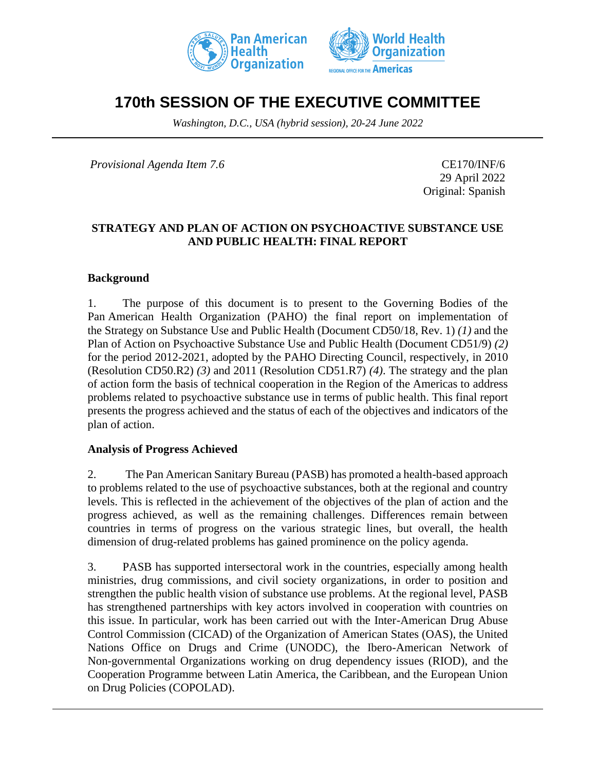Pan American Health Organization | World Health Organization REGIONAL OFFICE FOR THE Americas

# 170th SESSION OF THE EXECUTIVE COMMITTEE

*Washington, D.C., USA (hybrid session), 20-24 June 2022*

*Provisional Agenda Item 7.6*

CE170/INF/6
29 April 2022
Original: Spanish

**STRATEGY AND PLAN OF ACTION ON PSYCHOACTIVE SUBSTANCE USE AND PUBLIC HEALTH: FINAL REPORT**

## Background

1. The purpose of this document is to present to the Governing Bodies of the Pan American Health Organization (PAHO) the final report on implementation of the Strategy on Substance Use and Public Health (Document CD50/18, Rev. 1) *(1)* and the Plan of Action on Psychoactive Substance Use and Public Health (Document CD51/9) *(2)* for the period 2012-2021, adopted by the PAHO Directing Council, respectively, in 2010 (Resolution CD50.R2) *(3)* and 2011 (Resolution CD51.R7) *(4)*. The strategy and the plan of action form the basis of technical cooperation in the Region of the Americas to address problems related to psychoactive substance use in terms of public health. This final report presents the progress achieved and the status of each of the objectives and indicators of the plan of action.

## Analysis of Progress Achieved

2. The Pan American Sanitary Bureau (PASB) has promoted a health-based approach to problems related to the use of psychoactive substances, both at the regional and country levels. This is reflected in the achievement of the objectives of the plan of action and the progress achieved, as well as the remaining challenges. Differences remain between countries in terms of progress on the various strategic lines, but overall, the health dimension of drug-related problems has gained prominence on the policy agenda.

3. PASB has supported intersectoral work in the countries, especially among health ministries, drug commissions, and civil society organizations, in order to position and strengthen the public health vision of substance use problems. At the regional level, PASB has strengthened partnerships with key actors involved in cooperation with countries on this issue. In particular, work has been carried out with the Inter-American Drug Abuse Control Commission (CICAD) of the Organization of American States (OAS), the United Nations Office on Drugs and Crime (UNODC), the Ibero-American Network of Non-governmental Organizations working on drug dependency issues (RIOD), and the Cooperation Programme between Latin America, the Caribbean, and the European Union on Drug Policies (COPOLAD).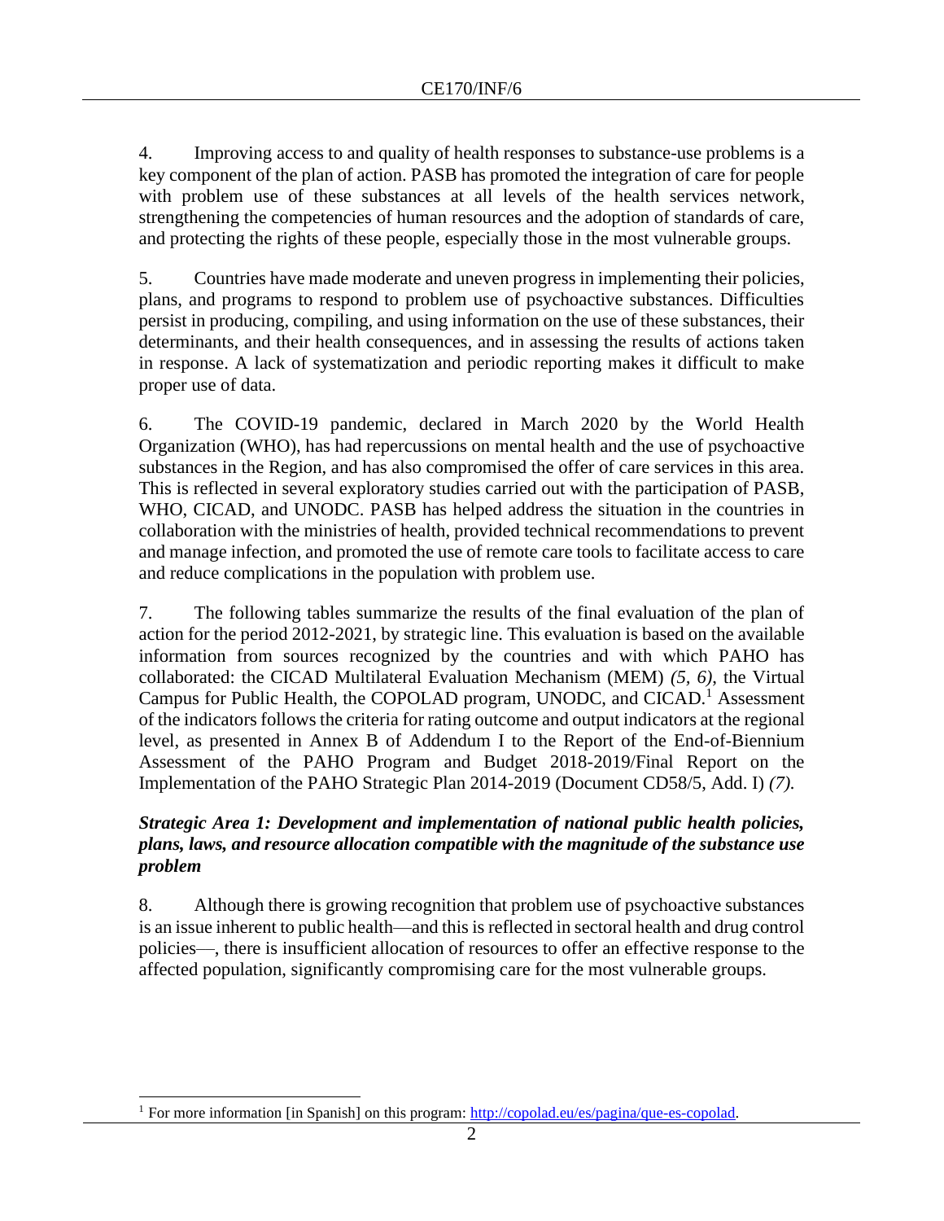4. Improving access to and quality of health responses to substance-use problems is a key component of the plan of action. PASB has promoted the integration of care for people with problem use of these substances at all levels of the health services network, strengthening the competencies of human resources and the adoption of standards of care, and protecting the rights of these people, especially those in the most vulnerable groups.

5. Countries have made moderate and uneven progress in implementing their policies, plans, and programs to respond to problem use of psychoactive substances. Difficulties persist in producing, compiling, and using information on the use of these substances, their determinants, and their health consequences, and in assessing the results of actions taken in response. A lack of systematization and periodic reporting makes it difficult to make proper use of data.

6. The COVID-19 pandemic, declared in March 2020 by the World Health Organization (WHO), has had repercussions on mental health and the use of psychoactive substances in the Region, and has also compromised the offer of care services in this area. This is reflected in several exploratory studies carried out with the participation of PASB, WHO, CICAD, and UNODC. PASB has helped address the situation in the countries in collaboration with the ministries of health, provided technical recommendations to prevent and manage infection, and promoted the use of remote care tools to facilitate access to care and reduce complications in the population with problem use.

7. The following tables summarize the results of the final evaluation of the plan of action for the period 2012-2021, by strategic line. This evaluation is based on the available information from sources recognized by the countries and with which PAHO has collaborated: the CICAD Multilateral Evaluation Mechanism (MEM) *(5, 6)*, the Virtual Campus for Public Health, the COPOLAD program, UNODC, and CICAD.[1] Assessment of the indicators follows the criteria for rating outcome and output indicators at the regional level, as presented in Annex B of Addendum I to the Report of the End-of-Biennium Assessment of the PAHO Program and Budget 2018-2019/Final Report on the Implementation of the PAHO Strategic Plan 2014-2019 (Document CD58/5, Add. I) *(7).*

***Strategic Area 1: Development and implementation of national public health policies, plans, laws, and resource allocation compatible with the magnitude of the substance use problem***

8. Although there is growing recognition that problem use of psychoactive substances is an issue inherent to public health—and this is reflected in sectoral health and drug control policies—, there is insufficient allocation of resources to offer an effective response to the affected population, significantly compromising care for the most vulnerable groups.

[1] For more information [in Spanish] on this program: http://copolad.eu/es/pagina/que-es-copolad.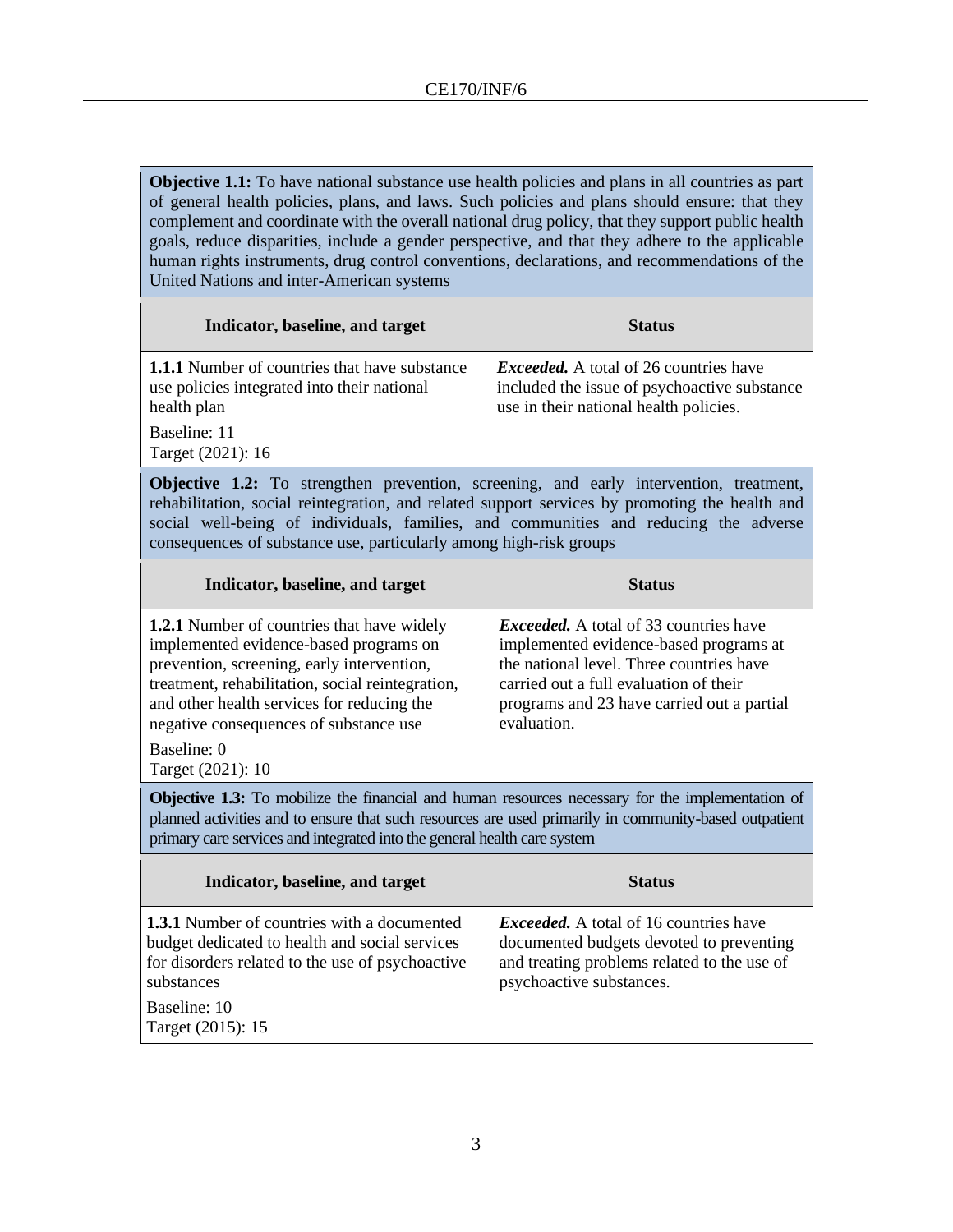**Objective 1.1:** To have national substance use health policies and plans in all countries as part of general health policies, plans, and laws. Such policies and plans should ensure: that they complement and coordinate with the overall national drug policy, that they support public health goals, reduce disparities, include a gender perspective, and that they adhere to the applicable human rights instruments, drug control conventions, declarations, and recommendations of the United Nations and inter-American systems

| Indicator, baseline, and target | Status |
|---|---|
| **1.1.1** Number of countries that have substance use policies integrated into their national health plan<br>Baseline: 11<br>Target (2021): 16 | ***Exceeded.*** A total of 26 countries have included the issue of psychoactive substance use in their national health policies. |

**Objective 1.2:** To strengthen prevention, screening, and early intervention, treatment, rehabilitation, social reintegration, and related support services by promoting the health and social well-being of individuals, families, and communities and reducing the adverse consequences of substance use, particularly among high-risk groups

| Indicator, baseline, and target | Status |
|---|---|
| **1.2.1** Number of countries that have widely implemented evidence-based programs on prevention, screening, early intervention, treatment, rehabilitation, social reintegration, and other health services for reducing the negative consequences of substance use<br>Baseline: 0<br>Target (2021): 10 | ***Exceeded.*** A total of 33 countries have implemented evidence-based programs at the national level. Three countries have carried out a full evaluation of their programs and 23 have carried out a partial evaluation. |

**Objective 1.3:** To mobilize the financial and human resources necessary for the implementation of planned activities and to ensure that such resources are used primarily in community-based outpatient primary care services and integrated into the general health care system

| Indicator, baseline, and target | Status |
|---|---|
| **1.3.1** Number of countries with a documented budget dedicated to health and social services for disorders related to the use of psychoactive substances<br>Baseline: 10<br>Target (2015): 15 | ***Exceeded.*** A total of 16 countries have documented budgets devoted to preventing and treating problems related to the use of psychoactive substances. |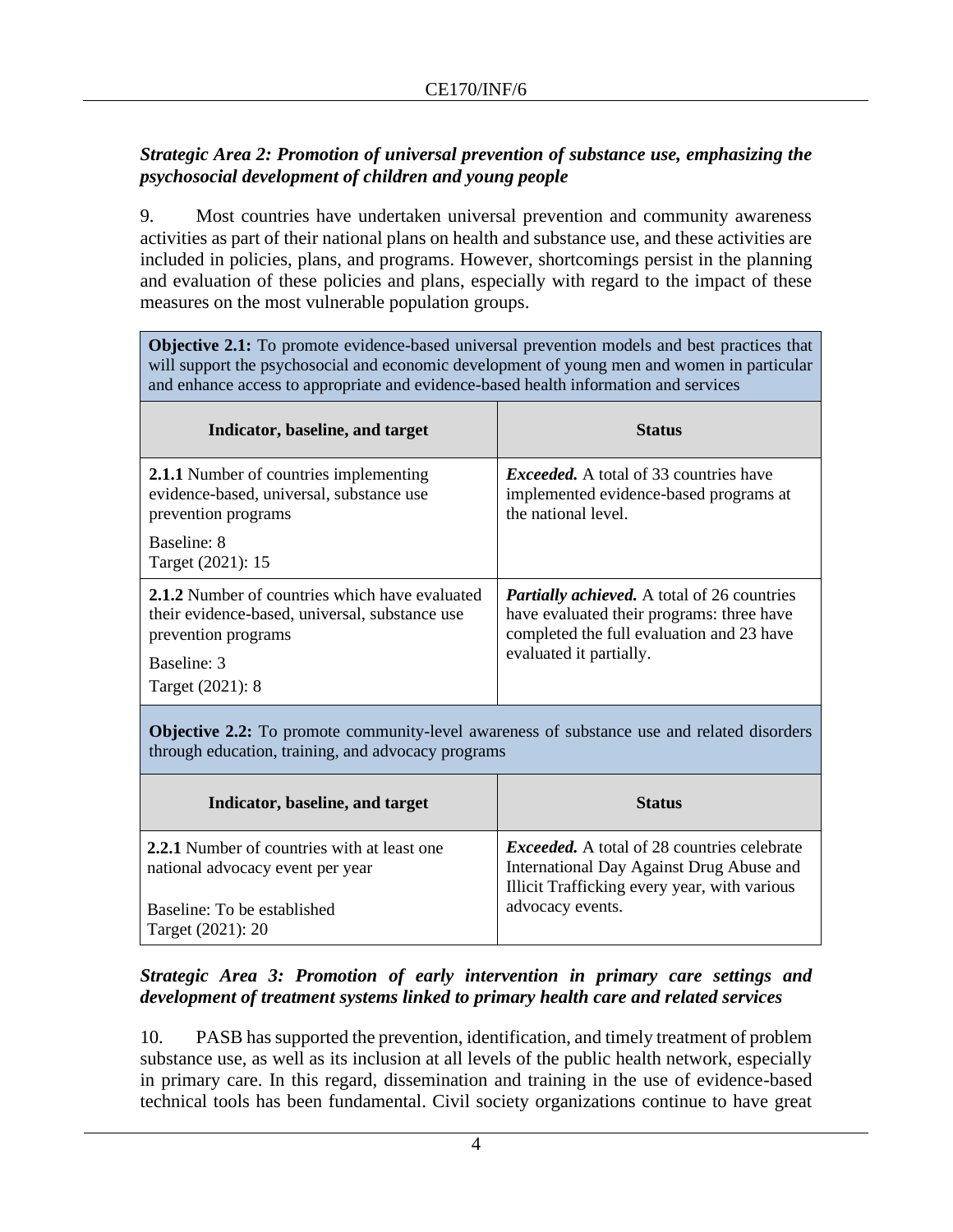### *Strategic Area 2: Promotion of universal prevention of substance use, emphasizing the psychosocial development of children and young people*

9. Most countries have undertaken universal prevention and community awareness activities as part of their national plans on health and substance use, and these activities are included in policies, plans, and programs. However, shortcomings persist in the planning and evaluation of these policies and plans, especially with regard to the impact of these measures on the most vulnerable population groups.

**Objective 2.1:** To promote evidence-based universal prevention models and best practices that will support the psychosocial and economic development of young men and women in particular and enhance access to appropriate and evidence-based health information and services

| Indicator, baseline, and target | Status |
|---|---|
| **2.1.1** Number of countries implementing evidence-based, universal, substance use prevention programs<br><br>Baseline: 8<br>Target (2021): 15 | ***Exceeded.*** A total of 33 countries have implemented evidence-based programs at the national level. |
| **2.1.2** Number of countries which have evaluated their evidence-based, universal, substance use prevention programs<br><br>Baseline: 3<br>Target (2021): 8 | ***Partially achieved.*** A total of 26 countries have evaluated their programs: three have completed the full evaluation and 23 have evaluated it partially. |

**Objective 2.2:** To promote community-level awareness of substance use and related disorders through education, training, and advocacy programs

| Indicator, baseline, and target | Status |
|---|---|
| **2.2.1** Number of countries with at least one national advocacy event per year<br><br>Baseline: To be established<br>Target (2021): 20 | ***Exceeded.*** A total of 28 countries celebrate International Day Against Drug Abuse and Illicit Trafficking every year, with various advocacy events. |

### *Strategic Area 3: Promotion of early intervention in primary care settings and development of treatment systems linked to primary health care and related services*

10. PASB has supported the prevention, identification, and timely treatment of problem substance use, as well as its inclusion at all levels of the public health network, especially in primary care. In this regard, dissemination and training in the use of evidence-based technical tools has been fundamental. Civil society organizations continue to have great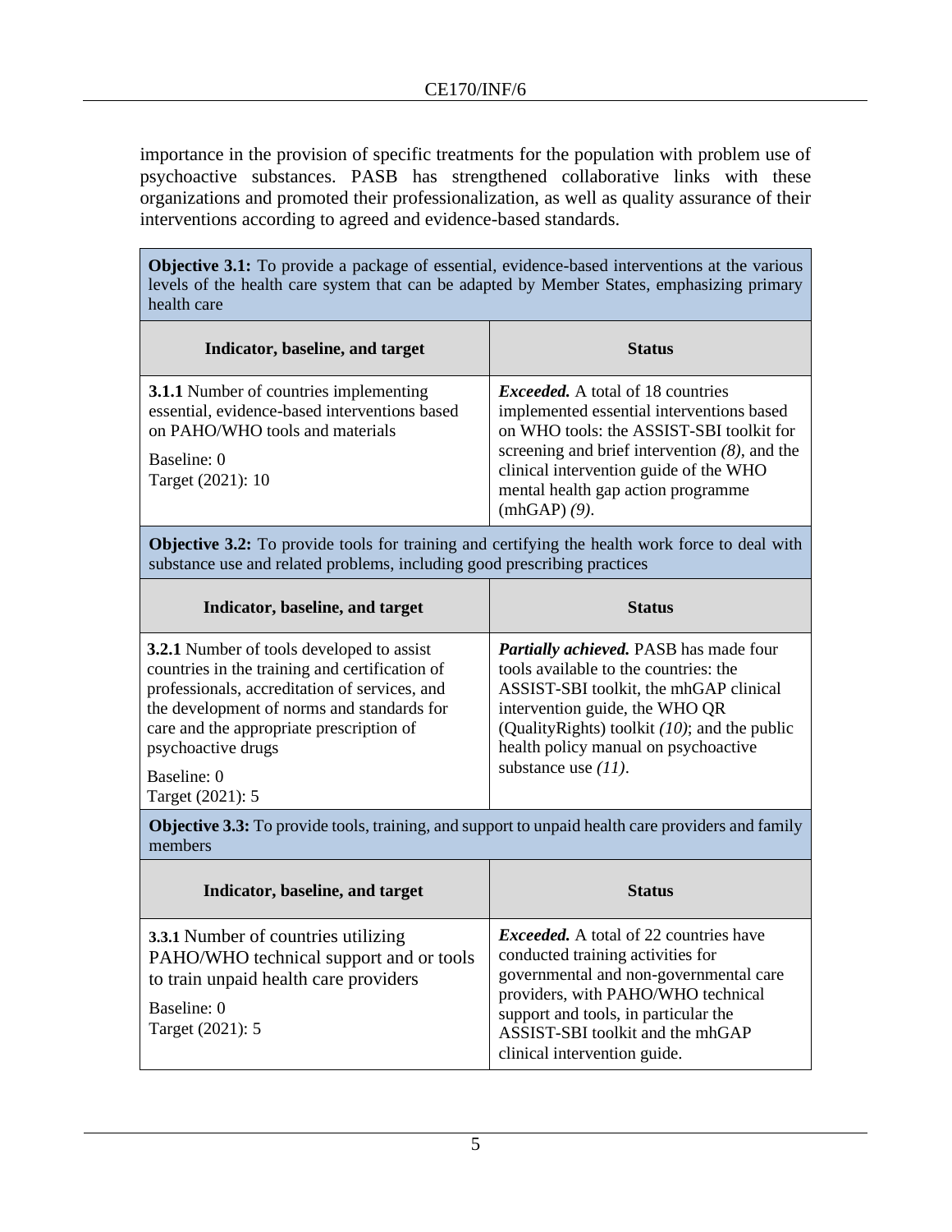importance in the provision of specific treatments for the population with problem use of psychoactive substances. PASB has strengthened collaborative links with these organizations and promoted their professionalization, as well as quality assurance of their interventions according to agreed and evidence-based standards.

| **Objective 3.1:** To provide a package of essential, evidence-based interventions at the various levels of the health care system that can be adapted by Member States, emphasizing primary health care | |
|---|---|
| **Indicator, baseline, and target** | **Status** |
| **3.1.1** Number of countries implementing essential, evidence-based interventions based on PAHO/WHO tools and materials<br><br>Baseline: 0<br>Target (2021): 10 | ***Exceeded.*** A total of 18 countries implemented essential interventions based on WHO tools: the ASSIST-SBI toolkit for screening and brief intervention *(8)*, and the clinical intervention guide of the WHO mental health gap action programme (mhGAP) *(9)*. |
| **Objective 3.2:** To provide tools for training and certifying the health work force to deal with substance use and related problems, including good prescribing practices | |
| **Indicator, baseline, and target** | **Status** |
| **3.2.1** Number of tools developed to assist countries in the training and certification of professionals, accreditation of services, and the development of norms and standards for care and the appropriate prescription of psychoactive drugs<br><br>Baseline: 0<br>Target (2021): 5 | ***Partially achieved.*** PASB has made four tools available to the countries: the ASSIST-SBI toolkit, the mhGAP clinical intervention guide, the WHO QR (QualityRights) toolkit *(10)*; and the public health policy manual on psychoactive substance use *(11)*. |
| **Objective 3.3:** To provide tools, training, and support to unpaid health care providers and family members | |
| **Indicator, baseline, and target** | **Status** |
| **3.3.1** Number of countries utilizing PAHO/WHO technical support and or tools to train unpaid health care providers<br><br>Baseline: 0<br>Target (2021): 5 | ***Exceeded.*** A total of 22 countries have conducted training activities for governmental and non-governmental care providers, with PAHO/WHO technical support and tools, in particular the ASSIST-SBI toolkit and the mhGAP clinical intervention guide. |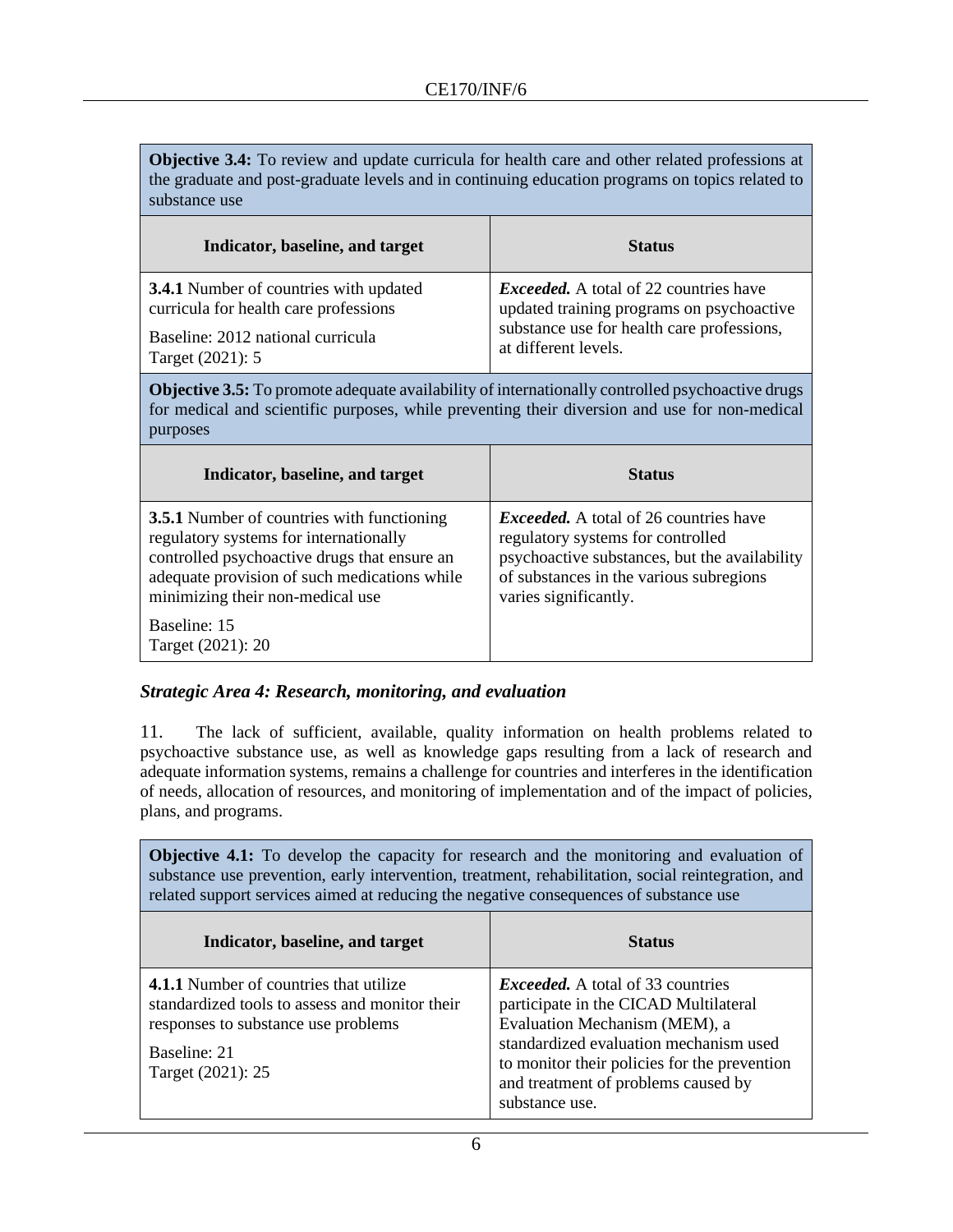| **Objective 3.4:** To review and update curricula for health care and other related professions at the graduate and post-graduate levels and in continuing education programs on topics related to substance use | |
|---|---|
| **Indicator, baseline, and target** | **Status** |
| **3.4.1** Number of countries with updated curricula for health care professions<br>Baseline: 2012 national curricula<br>Target (2021): 5 | ***Exceeded.*** A total of 22 countries have updated training programs on psychoactive substance use for health care professions, at different levels. |

| **Objective 3.5:** To promote adequate availability of internationally controlled psychoactive drugs for medical and scientific purposes, while preventing their diversion and use for non-medical purposes | |
|---|---|
| **Indicator, baseline, and target** | **Status** |
| **3.5.1** Number of countries with functioning regulatory systems for internationally controlled psychoactive drugs that ensure an adequate provision of such medications while minimizing their non-medical use<br>Baseline: 15<br>Target (2021): 20 | ***Exceeded.*** A total of 26 countries have regulatory systems for controlled psychoactive substances, but the availability of substances in the various subregions varies significantly. |

### *Strategic Area 4: Research, monitoring, and evaluation*

11. The lack of sufficient, available, quality information on health problems related to psychoactive substance use, as well as knowledge gaps resulting from a lack of research and adequate information systems, remains a challenge for countries and interferes in the identification of needs, allocation of resources, and monitoring of implementation and of the impact of policies, plans, and programs.

| **Objective 4.1:** To develop the capacity for research and the monitoring and evaluation of substance use prevention, early intervention, treatment, rehabilitation, social reintegration, and related support services aimed at reducing the negative consequences of substance use | |
|---|---|
| **Indicator, baseline, and target** | **Status** |
| **4.1.1** Number of countries that utilize standardized tools to assess and monitor their responses to substance use problems<br>Baseline: 21<br>Target (2021): 25 | ***Exceeded.*** A total of 33 countries participate in the CICAD Multilateral Evaluation Mechanism (MEM), a standardized evaluation mechanism used to monitor their policies for the prevention and treatment of problems caused by substance use. |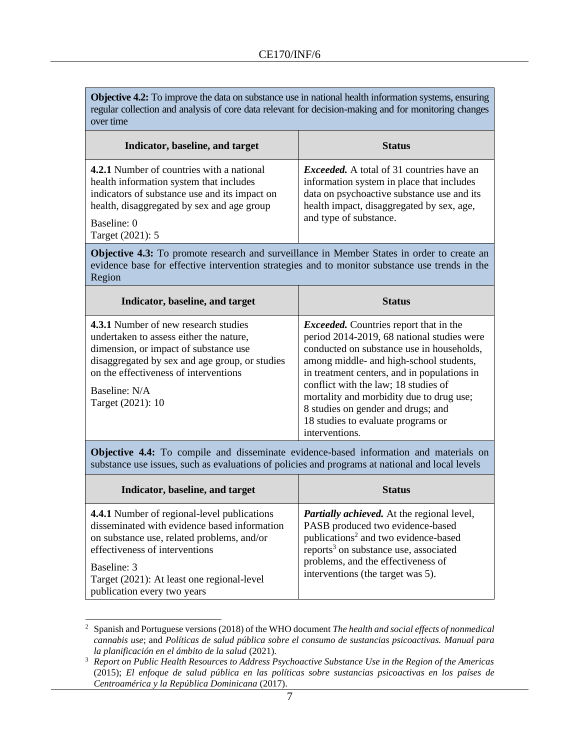| **Objective 4.2:** To improve the data on substance use in national health information systems, ensuring regular collection and analysis of core data relevant for decision-making and for monitoring changes over time | |
|---|---|
| **Indicator, baseline, and target** | **Status** |
| **4.2.1** Number of countries with a national health information system that includes indicators of substance use and its impact on health, disaggregated by sex and age group<br><br>Baseline: 0<br>Target (2021): 5 | ***Exceeded.*** A total of 31 countries have an information system in place that includes data on psychoactive substance use and its health impact, disaggregated by sex, age, and type of substance. |

| **Objective 4.3:** To promote research and surveillance in Member States in order to create an evidence base for effective intervention strategies and to monitor substance use trends in the Region | |
|---|---|
| **Indicator, baseline, and target** | **Status** |
| **4.3.1** Number of new research studies undertaken to assess either the nature, dimension, or impact of substance use disaggregated by sex and age group, or studies on the effectiveness of interventions<br><br>Baseline: N/A<br>Target (2021): 10 | ***Exceeded.*** Countries report that in the period 2014-2019, 68 national studies were conducted on substance use in households, among middle- and high-school students, in treatment centers, and in populations in conflict with the law; 18 studies of mortality and morbidity due to drug use; 8 studies on gender and drugs; and 18 studies to evaluate programs or interventions. |

| **Objective 4.4:** To compile and disseminate evidence-based information and materials on substance use issues, such as evaluations of policies and programs at national and local levels | |
|---|---|
| **Indicator, baseline, and target** | **Status** |
| **4.4.1** Number of regional-level publications disseminated with evidence based information on substance use, related problems, and/or effectiveness of interventions<br><br>Baseline: 3<br>Target (2021): At least one regional-level publication every two years | ***Partially achieved.*** At the regional level, PASB produced two evidence-based publications[2] and two evidence-based reports[3] on substance use, associated problems, and the effectiveness of interventions (the target was 5). |

[2] Spanish and Portuguese versions (2018) of the WHO document *The health and social effects of nonmedical cannabis use*; and *Políticas de salud pública sobre el consumo de sustancias psicoactivas. Manual para la planificación en el ámbito de la salud* (2021).

[3] *Report on Public Health Resources to Address Psychoactive Substance Use in the Region of the Americas* (2015); *El enfoque de salud pública en las políticas sobre sustancias psicoactivas en los países de Centroamérica y la República Dominicana* (2017).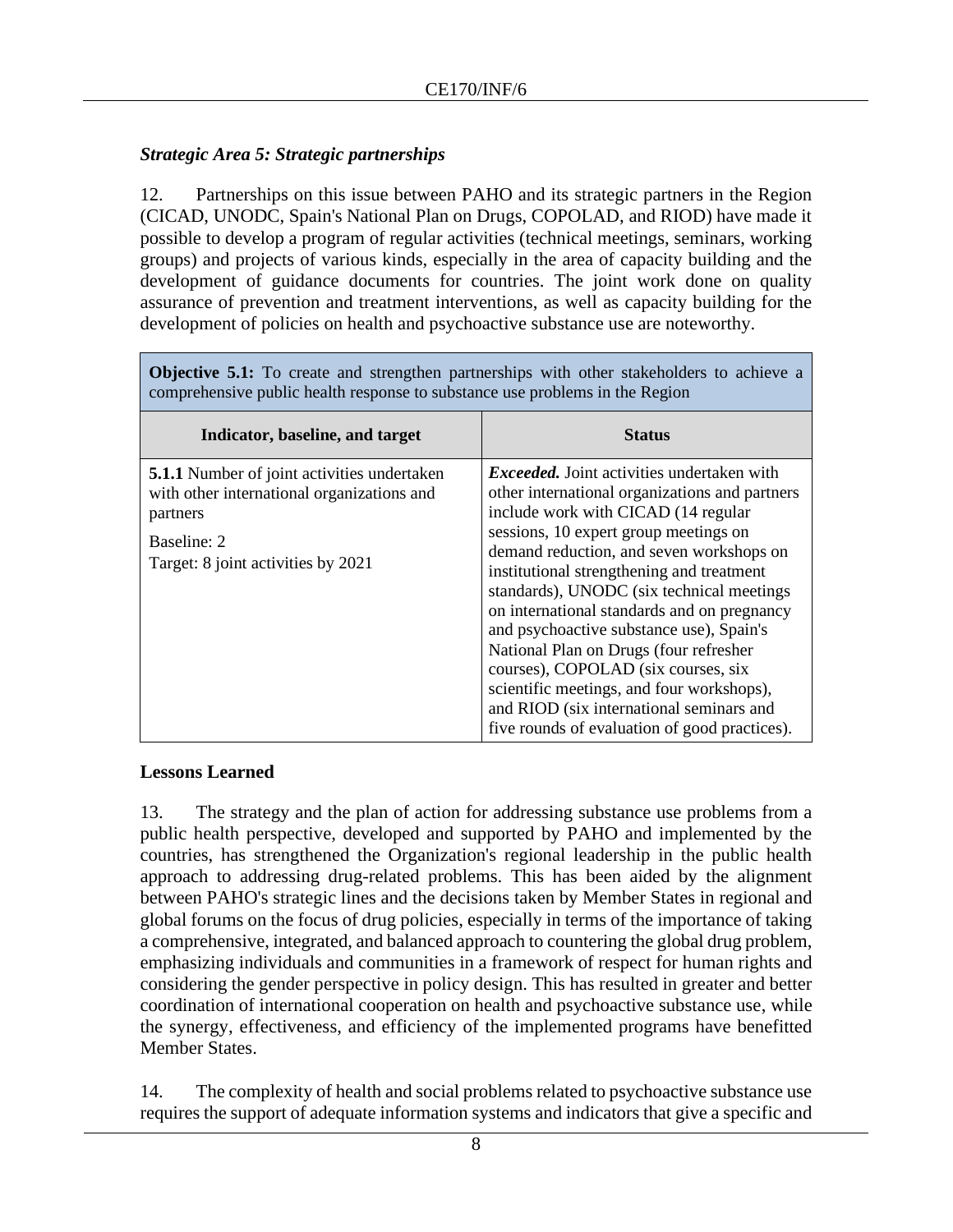### *Strategic Area 5: Strategic partnerships*

12. Partnerships on this issue between PAHO and its strategic partners in the Region (CICAD, UNODC, Spain's National Plan on Drugs, COPOLAD, and RIOD) have made it possible to develop a program of regular activities (technical meetings, seminars, working groups) and projects of various kinds, especially in the area of capacity building and the development of guidance documents for countries. The joint work done on quality assurance of prevention and treatment interventions, as well as capacity building for the development of policies on health and psychoactive substance use are noteworthy.

| **Objective 5.1:** To create and strengthen partnerships with other stakeholders to achieve a comprehensive public health response to substance use problems in the Region | |
|---|---|
| **Indicator, baseline, and target** | **Status** |
| **5.1.1** Number of joint activities undertaken with other international organizations and partners<br>Baseline: 2<br>Target: 8 joint activities by 2021 | ***Exceeded.*** Joint activities undertaken with other international organizations and partners include work with CICAD (14 regular sessions, 10 expert group meetings on demand reduction, and seven workshops on institutional strengthening and treatment standards), UNODC (six technical meetings on international standards and on pregnancy and psychoactive substance use), Spain's National Plan on Drugs (four refresher courses), COPOLAD (six courses, six scientific meetings, and four workshops), and RIOD (six international seminars and five rounds of evaluation of good practices). |

## Lessons Learned

13. The strategy and the plan of action for addressing substance use problems from a public health perspective, developed and supported by PAHO and implemented by the countries, has strengthened the Organization's regional leadership in the public health approach to addressing drug-related problems. This has been aided by the alignment between PAHO's strategic lines and the decisions taken by Member States in regional and global forums on the focus of drug policies, especially in terms of the importance of taking a comprehensive, integrated, and balanced approach to countering the global drug problem, emphasizing individuals and communities in a framework of respect for human rights and considering the gender perspective in policy design. This has resulted in greater and better coordination of international cooperation on health and psychoactive substance use, while the synergy, effectiveness, and efficiency of the implemented programs have benefitted Member States.

14. The complexity of health and social problems related to psychoactive substance use requires the support of adequate information systems and indicators that give a specific and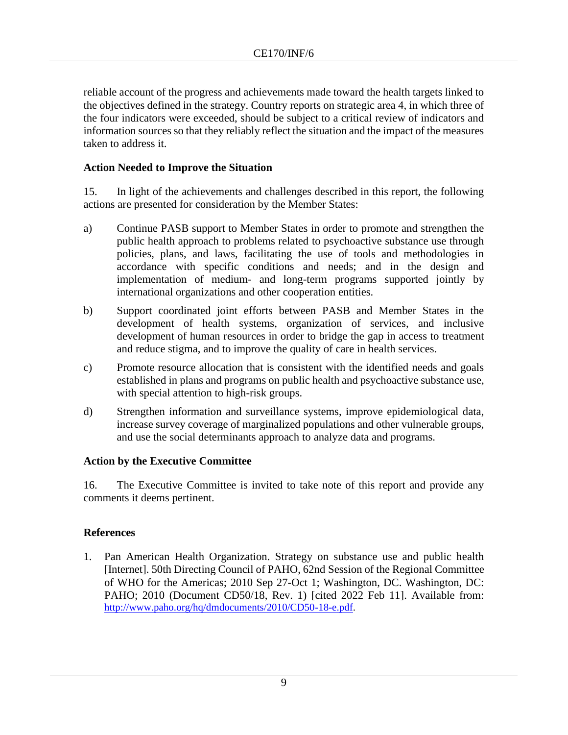reliable account of the progress and achievements made toward the health targets linked to the objectives defined in the strategy. Country reports on strategic area 4, in which three of the four indicators were exceeded, should be subject to a critical review of indicators and information sources so that they reliably reflect the situation and the impact of the measures taken to address it.

## Action Needed to Improve the Situation

15. In light of the achievements and challenges described in this report, the following actions are presented for consideration by the Member States:

a) Continue PASB support to Member States in order to promote and strengthen the public health approach to problems related to psychoactive substance use through policies, plans, and laws, facilitating the use of tools and methodologies in accordance with specific conditions and needs; and in the design and implementation of medium- and long-term programs supported jointly by international organizations and other cooperation entities.

b) Support coordinated joint efforts between PASB and Member States in the development of health systems, organization of services, and inclusive development of human resources in order to bridge the gap in access to treatment and reduce stigma, and to improve the quality of care in health services.

c) Promote resource allocation that is consistent with the identified needs and goals established in plans and programs on public health and psychoactive substance use, with special attention to high-risk groups.

d) Strengthen information and surveillance systems, improve epidemiological data, increase survey coverage of marginalized populations and other vulnerable groups, and use the social determinants approach to analyze data and programs.

## Action by the Executive Committee

16. The Executive Committee is invited to take note of this report and provide any comments it deems pertinent.

## References

1. Pan American Health Organization. Strategy on substance use and public health [Internet]. 50th Directing Council of PAHO, 62nd Session of the Regional Committee of WHO for the Americas; 2010 Sep 27-Oct 1; Washington, DC. Washington, DC: PAHO; 2010 (Document CD50/18, Rev. 1) [cited 2022 Feb 11]. Available from: http://www.paho.org/hq/dmdocuments/2010/CD50-18-e.pdf.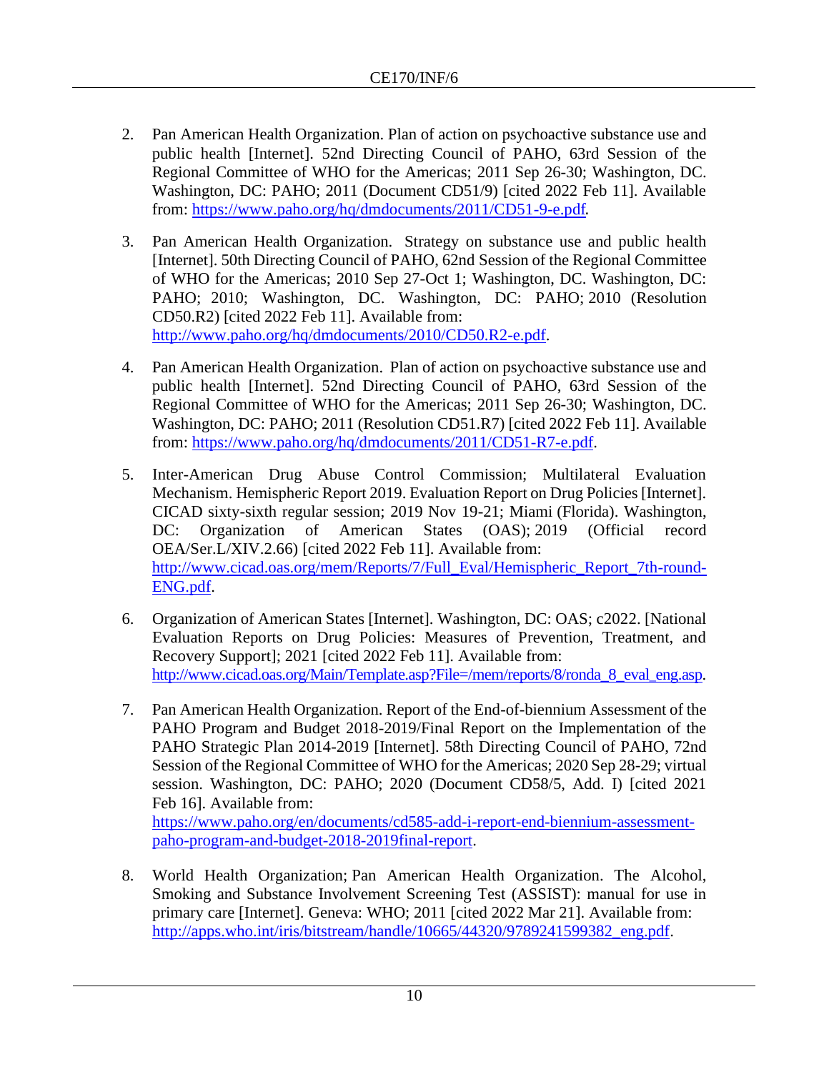2. Pan American Health Organization. Plan of action on psychoactive substance use and public health [Internet]. 52nd Directing Council of PAHO, 63rd Session of the Regional Committee of WHO for the Americas; 2011 Sep 26-30; Washington, DC. Washington, DC: PAHO; 2011 (Document CD51/9) [cited 2022 Feb 11]. Available from: https://www.paho.org/hq/dmdocuments/2011/CD51-9-e.pdf.

3. Pan American Health Organization. Strategy on substance use and public health [Internet]. 50th Directing Council of PAHO, 62nd Session of the Regional Committee of WHO for the Americas; 2010 Sep 27-Oct 1; Washington, DC. Washington, DC: PAHO; 2010; Washington, DC. Washington, DC: PAHO; 2010 (Resolution CD50.R2) [cited 2022 Feb 11]. Available from: http://www.paho.org/hq/dmdocuments/2010/CD50.R2-e.pdf.

4. Pan American Health Organization. Plan of action on psychoactive substance use and public health [Internet]. 52nd Directing Council of PAHO, 63rd Session of the Regional Committee of WHO for the Americas; 2011 Sep 26-30; Washington, DC. Washington, DC: PAHO; 2011 (Resolution CD51.R7) [cited 2022 Feb 11]. Available from: https://www.paho.org/hq/dmdocuments/2011/CD51-R7-e.pdf.

5. Inter-American Drug Abuse Control Commission; Multilateral Evaluation Mechanism. Hemispheric Report 2019. Evaluation Report on Drug Policies [Internet]. CICAD sixty-sixth regular session; 2019 Nov 19-21; Miami (Florida). Washington, DC: Organization of American States (OAS); 2019 (Official record OEA/Ser.L/XIV.2.66) [cited 2022 Feb 11]. Available from: http://www.cicad.oas.org/mem/Reports/7/Full_Eval/Hemispheric_Report_7th-round-ENG.pdf.

6. Organization of American States [Internet]. Washington, DC: OAS; c2022. [National Evaluation Reports on Drug Policies: Measures of Prevention, Treatment, and Recovery Support]; 2021 [cited 2022 Feb 11]. Available from: http://www.cicad.oas.org/Main/Template.asp?File=/mem/reports/8/ronda_8_eval_eng.asp.

7. Pan American Health Organization. Report of the End-of-biennium Assessment of the PAHO Program and Budget 2018-2019/Final Report on the Implementation of the PAHO Strategic Plan 2014-2019 [Internet]. 58th Directing Council of PAHO, 72nd Session of the Regional Committee of WHO for the Americas; 2020 Sep 28-29; virtual session. Washington, DC: PAHO; 2020 (Document CD58/5, Add. I) [cited 2021 Feb 16]. Available from: https://www.paho.org/en/documents/cd585-add-i-report-end-biennium-assessment-paho-program-and-budget-2018-2019final-report.

8. World Health Organization; Pan American Health Organization. The Alcohol, Smoking and Substance Involvement Screening Test (ASSIST): manual for use in primary care [Internet]. Geneva: WHO; 2011 [cited 2022 Mar 21]. Available from: http://apps.who.int/iris/bitstream/handle/10665/44320/9789241599382_eng.pdf.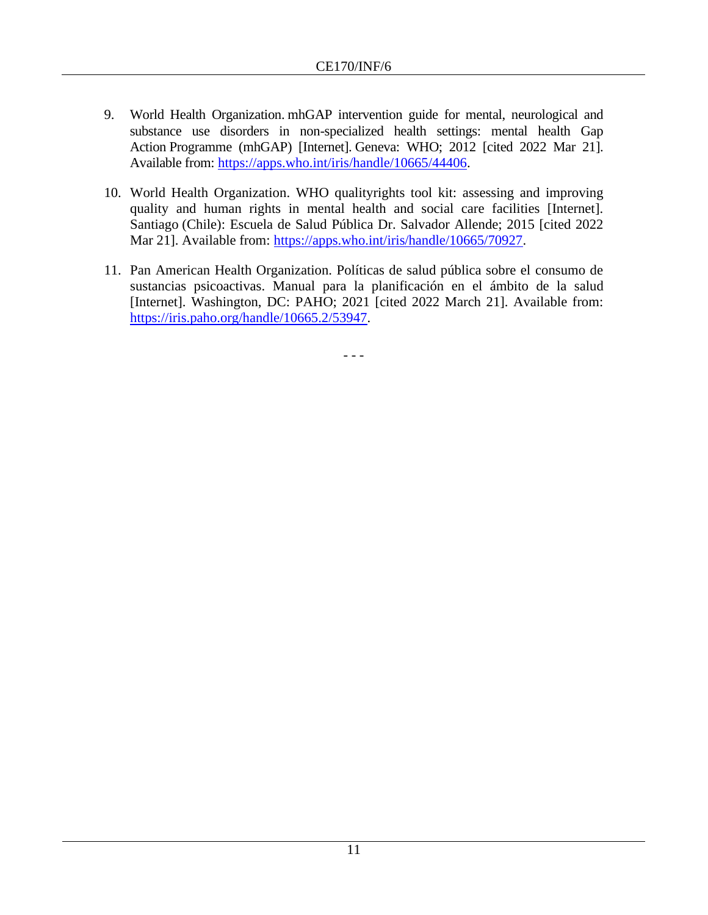9. World Health Organization. mhGAP intervention guide for mental, neurological and substance use disorders in non-specialized health settings: mental health Gap Action Programme (mhGAP) [Internet]. Geneva: WHO; 2012 [cited 2022 Mar 21]. Available from: https://apps.who.int/iris/handle/10665/44406.

10. World Health Organization. WHO qualityrights tool kit: assessing and improving quality and human rights in mental health and social care facilities [Internet]. Santiago (Chile): Escuela de Salud Pública Dr. Salvador Allende; 2015 [cited 2022 Mar 21]. Available from: https://apps.who.int/iris/handle/10665/70927.

11. Pan American Health Organization. Políticas de salud pública sobre el consumo de sustancias psicoactivas. Manual para la planificación en el ámbito de la salud [Internet]. Washington, DC: PAHO; 2021 [cited 2022 March 21]. Available from: https://iris.paho.org/handle/10665.2/53947.

- - -